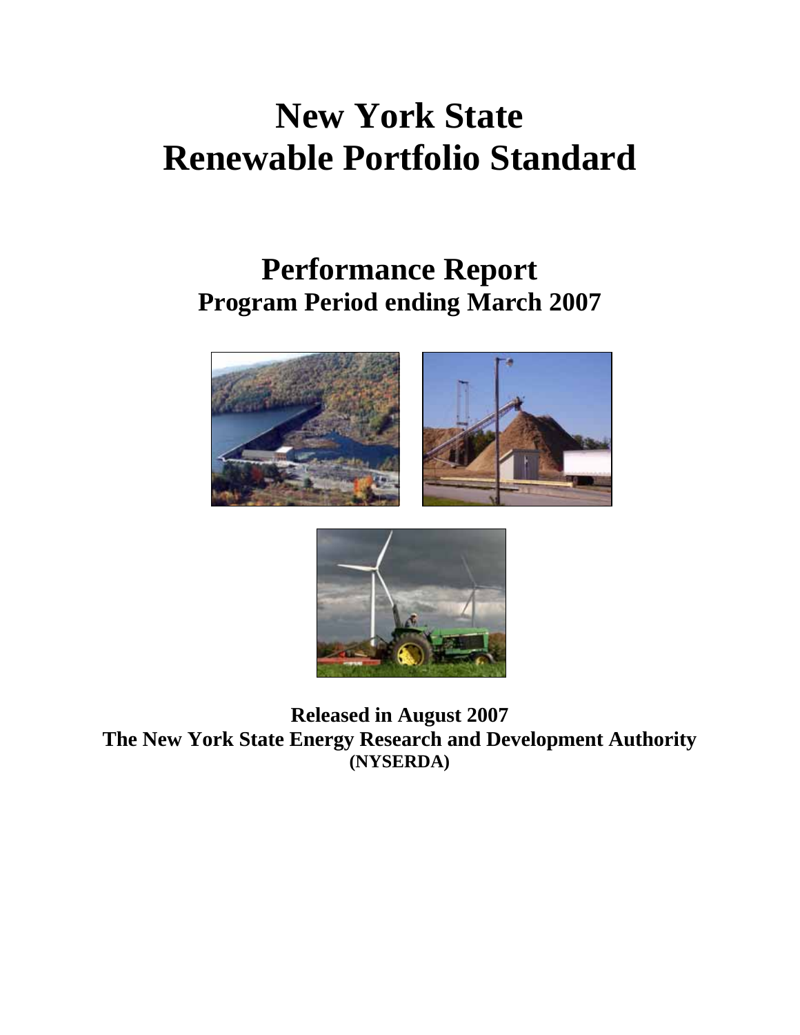# New York State
# Renewable Portfolio Standard

## Performance Report
### Program Period ending March 2007

**Released in August 2007**
**The New York State Energy Research and Development Authority**
**(NYSERDA)**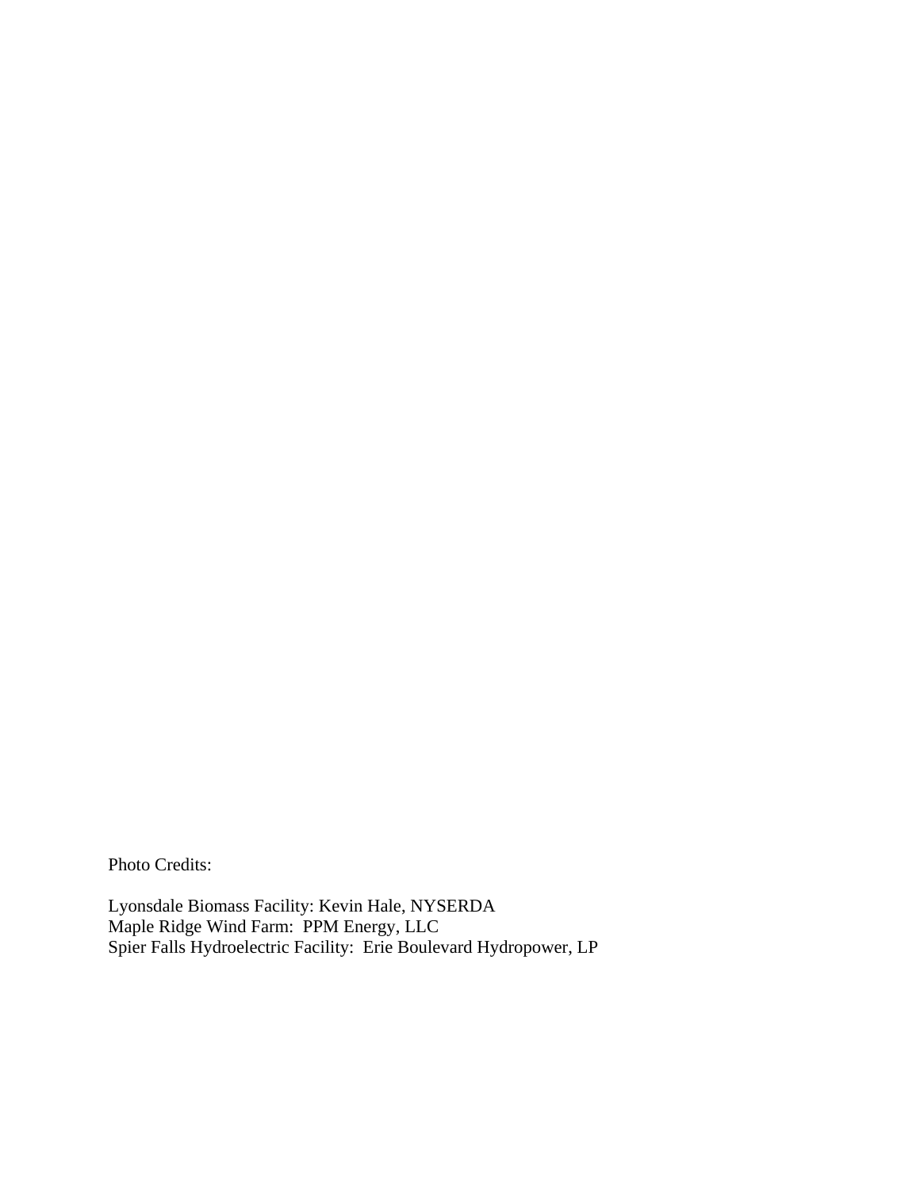Photo Credits:

Lyonsdale Biomass Facility: Kevin Hale, NYSERDA
Maple Ridge Wind Farm: PPM Energy, LLC
Spier Falls Hydroelectric Facility: Erie Boulevard Hydropower, LP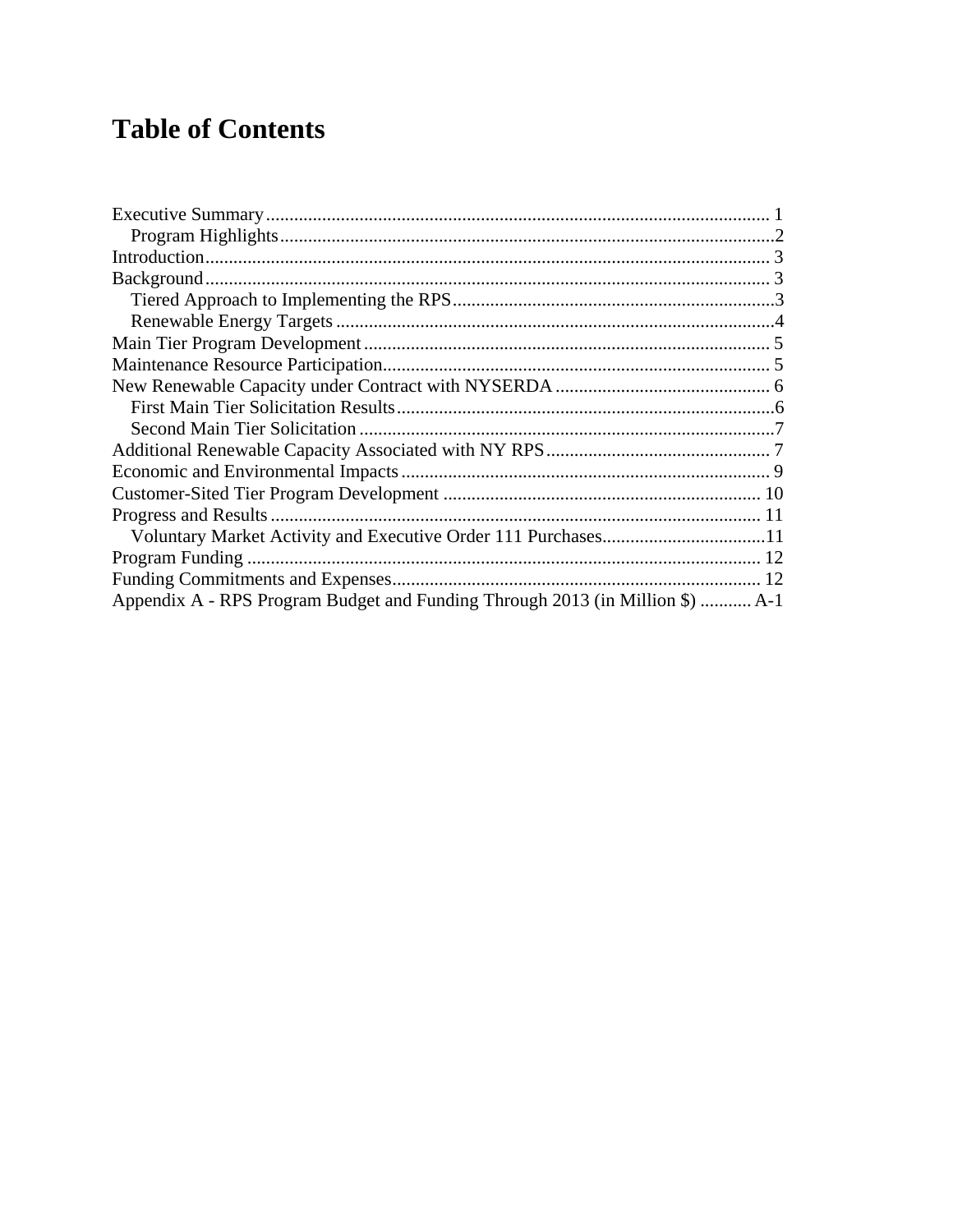# Table of Contents

Executive Summary ........................................................................................................ 1
    Program Highlights........................................................................................................2
Introduction....................................................................................................................... 3
Background....................................................................................................................... 3
    Tiered Approach to Implementing the RPS....................................................................3
    Renewable Energy Targets .............................................................................................4
Main Tier Program Development ...................................................................................... 5
Maintenance Resource Participation.................................................................................. 5
New Renewable Capacity under Contract with NYSERDA .............................................. 6
    First Main Tier Solicitation Results................................................................................6
    Second Main Tier Solicitation ........................................................................................7
Additional Renewable Capacity Associated with NY RPS................................................ 7
Economic and Environmental Impacts .............................................................................. 9
Customer-Sited Tier Program Development .................................................................... 10
Progress and Results ........................................................................................................ 11
    Voluntary Market Activity and Executive Order 111 Purchases...................................11
Program Funding ............................................................................................................. 12
Funding Commitments and Expenses............................................................................... 12
Appendix A - RPS Program Budget and Funding Through 2013 (in Million $) ........... A-1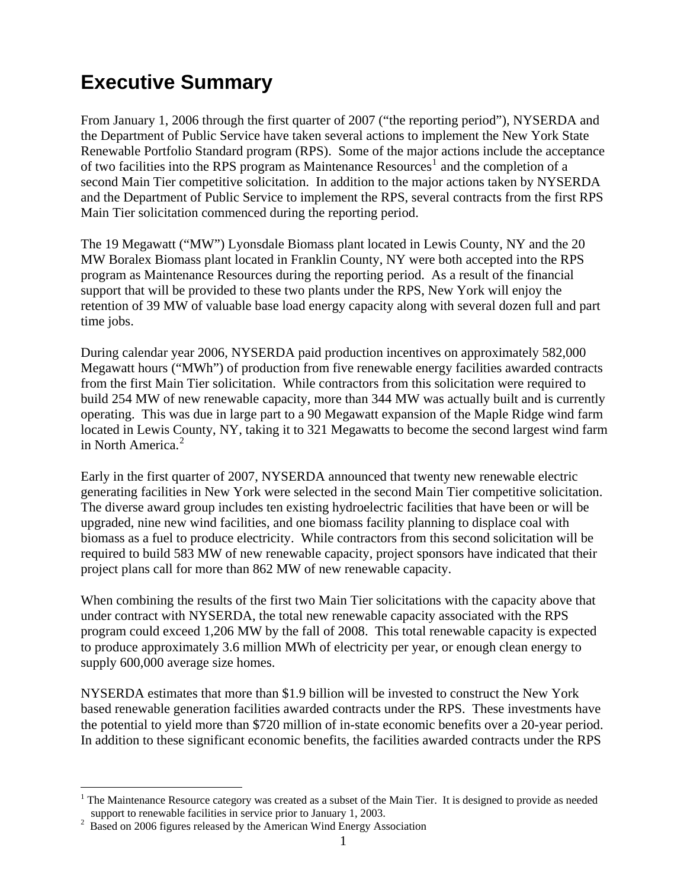# Executive Summary

From January 1, 2006 through the first quarter of 2007 ("the reporting period"), NYSERDA and the Department of Public Service have taken several actions to implement the New York State Renewable Portfolio Standard program (RPS). Some of the major actions include the acceptance of two facilities into the RPS program as Maintenance Resources[1] and the completion of a second Main Tier competitive solicitation. In addition to the major actions taken by NYSERDA and the Department of Public Service to implement the RPS, several contracts from the first RPS Main Tier solicitation commenced during the reporting period.

The 19 Megawatt ("MW") Lyonsdale Biomass plant located in Lewis County, NY and the 20 MW Boralex Biomass plant located in Franklin County, NY were both accepted into the RPS program as Maintenance Resources during the reporting period. As a result of the financial support that will be provided to these two plants under the RPS, New York will enjoy the retention of 39 MW of valuable base load energy capacity along with several dozen full and part time jobs.

During calendar year 2006, NYSERDA paid production incentives on approximately 582,000 Megawatt hours ("MWh") of production from five renewable energy facilities awarded contracts from the first Main Tier solicitation. While contractors from this solicitation were required to build 254 MW of new renewable capacity, more than 344 MW was actually built and is currently operating. This was due in large part to a 90 Megawatt expansion of the Maple Ridge wind farm located in Lewis County, NY, taking it to 321 Megawatts to become the second largest wind farm in North America.[2]

Early in the first quarter of 2007, NYSERDA announced that twenty new renewable electric generating facilities in New York were selected in the second Main Tier competitive solicitation. The diverse award group includes ten existing hydroelectric facilities that have been or will be upgraded, nine new wind facilities, and one biomass facility planning to displace coal with biomass as a fuel to produce electricity. While contractors from this second solicitation will be required to build 583 MW of new renewable capacity, project sponsors have indicated that their project plans call for more than 862 MW of new renewable capacity.

When combining the results of the first two Main Tier solicitations with the capacity above that under contract with NYSERDA, the total new renewable capacity associated with the RPS program could exceed 1,206 MW by the fall of 2008. This total renewable capacity is expected to produce approximately 3.6 million MWh of electricity per year, or enough clean energy to supply 600,000 average size homes.

NYSERDA estimates that more than $1.9 billion will be invested to construct the New York based renewable generation facilities awarded contracts under the RPS. These investments have the potential to yield more than $720 million of in-state economic benefits over a 20-year period. In addition to these significant economic benefits, the facilities awarded contracts under the RPS

---

[1] The Maintenance Resource category was created as a subset of the Main Tier. It is designed to provide as needed support to renewable facilities in service prior to January 1, 2003.

[2] Based on 2006 figures released by the American Wind Energy Association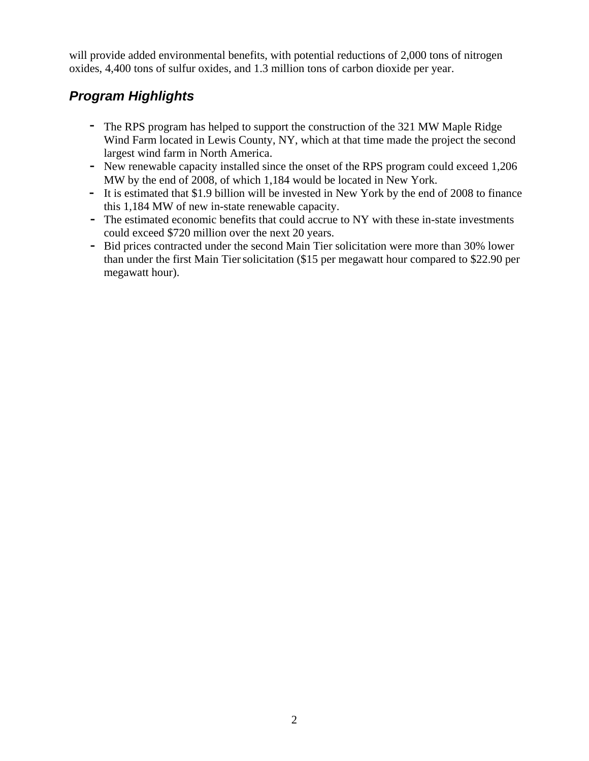will provide added environmental benefits, with potential reductions of 2,000 tons of nitrogen oxides, 4,400 tons of sulfur oxides, and 1.3 million tons of carbon dioxide per year.

### *Program Highlights*

- The RPS program has helped to support the construction of the 321 MW Maple Ridge Wind Farm located in Lewis County, NY, which at that time made the project the second largest wind farm in North America.
- New renewable capacity installed since the onset of the RPS program could exceed 1,206 MW by the end of 2008, of which 1,184 would be located in New York.
- It is estimated that $1.9 billion will be invested in New York by the end of 2008 to finance this 1,184 MW of new in-state renewable capacity.
- The estimated economic benefits that could accrue to NY with these in-state investments could exceed $720 million over the next 20 years.
- Bid prices contracted under the second Main Tier solicitation were more than 30% lower than under the first Main Tier solicitation ($15 per megawatt hour compared to $22.90 per megawatt hour).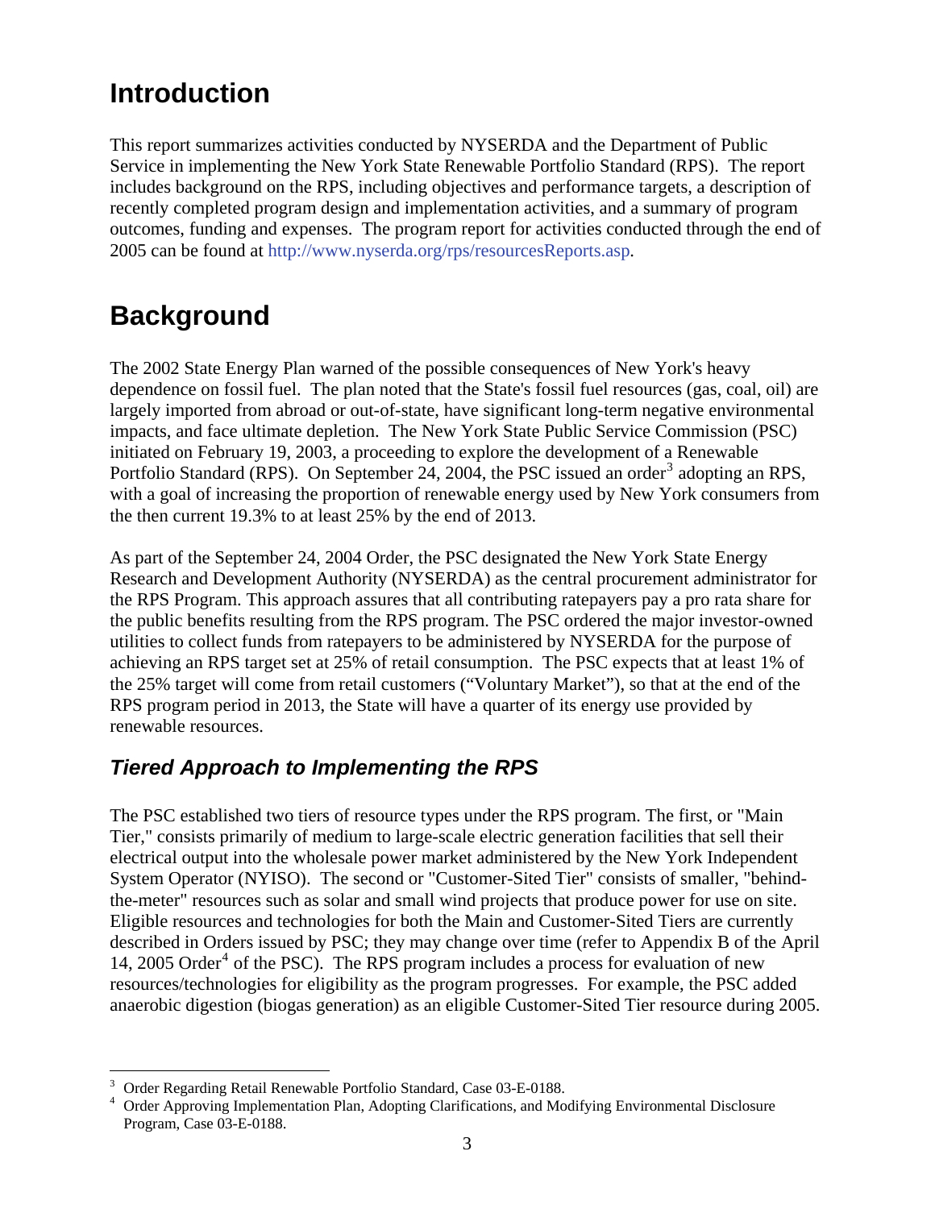# Introduction

This report summarizes activities conducted by NYSERDA and the Department of Public Service in implementing the New York State Renewable Portfolio Standard (RPS). The report includes background on the RPS, including objectives and performance targets, a description of recently completed program design and implementation activities, and a summary of program outcomes, funding and expenses. The program report for activities conducted through the end of 2005 can be found at http://www.nyserda.org/rps/resourcesReports.asp.

# Background

The 2002 State Energy Plan warned of the possible consequences of New York's heavy dependence on fossil fuel. The plan noted that the State's fossil fuel resources (gas, coal, oil) are largely imported from abroad or out-of-state, have significant long-term negative environmental impacts, and face ultimate depletion. The New York State Public Service Commission (PSC) initiated on February 19, 2003, a proceeding to explore the development of a Renewable Portfolio Standard (RPS). On September 24, 2004, the PSC issued an order[3] adopting an RPS, with a goal of increasing the proportion of renewable energy used by New York consumers from the then current 19.3% to at least 25% by the end of 2013.

As part of the September 24, 2004 Order, the PSC designated the New York State Energy Research and Development Authority (NYSERDA) as the central procurement administrator for the RPS Program. This approach assures that all contributing ratepayers pay a pro rata share for the public benefits resulting from the RPS program. The PSC ordered the major investor-owned utilities to collect funds from ratepayers to be administered by NYSERDA for the purpose of achieving an RPS target set at 25% of retail consumption. The PSC expects that at least 1% of the 25% target will come from retail customers ("Voluntary Market"), so that at the end of the RPS program period in 2013, the State will have a quarter of its energy use provided by renewable resources.

## *Tiered Approach to Implementing the RPS*

The PSC established two tiers of resource types under the RPS program. The first, or "Main Tier," consists primarily of medium to large-scale electric generation facilities that sell their electrical output into the wholesale power market administered by the New York Independent System Operator (NYISO). The second or "Customer-Sited Tier" consists of smaller, "behind-the-meter" resources such as solar and small wind projects that produce power for use on site. Eligible resources and technologies for both the Main and Customer-Sited Tiers are currently described in Orders issued by PSC; they may change over time (refer to Appendix B of the April 14, 2005 Order[4] of the PSC). The RPS program includes a process for evaluation of new resources/technologies for eligibility as the program progresses. For example, the PSC added anaerobic digestion (biogas generation) as an eligible Customer-Sited Tier resource during 2005.

---

[3] Order Regarding Retail Renewable Portfolio Standard, Case 03-E-0188.

[4] Order Approving Implementation Plan, Adopting Clarifications, and Modifying Environmental Disclosure Program, Case 03-E-0188.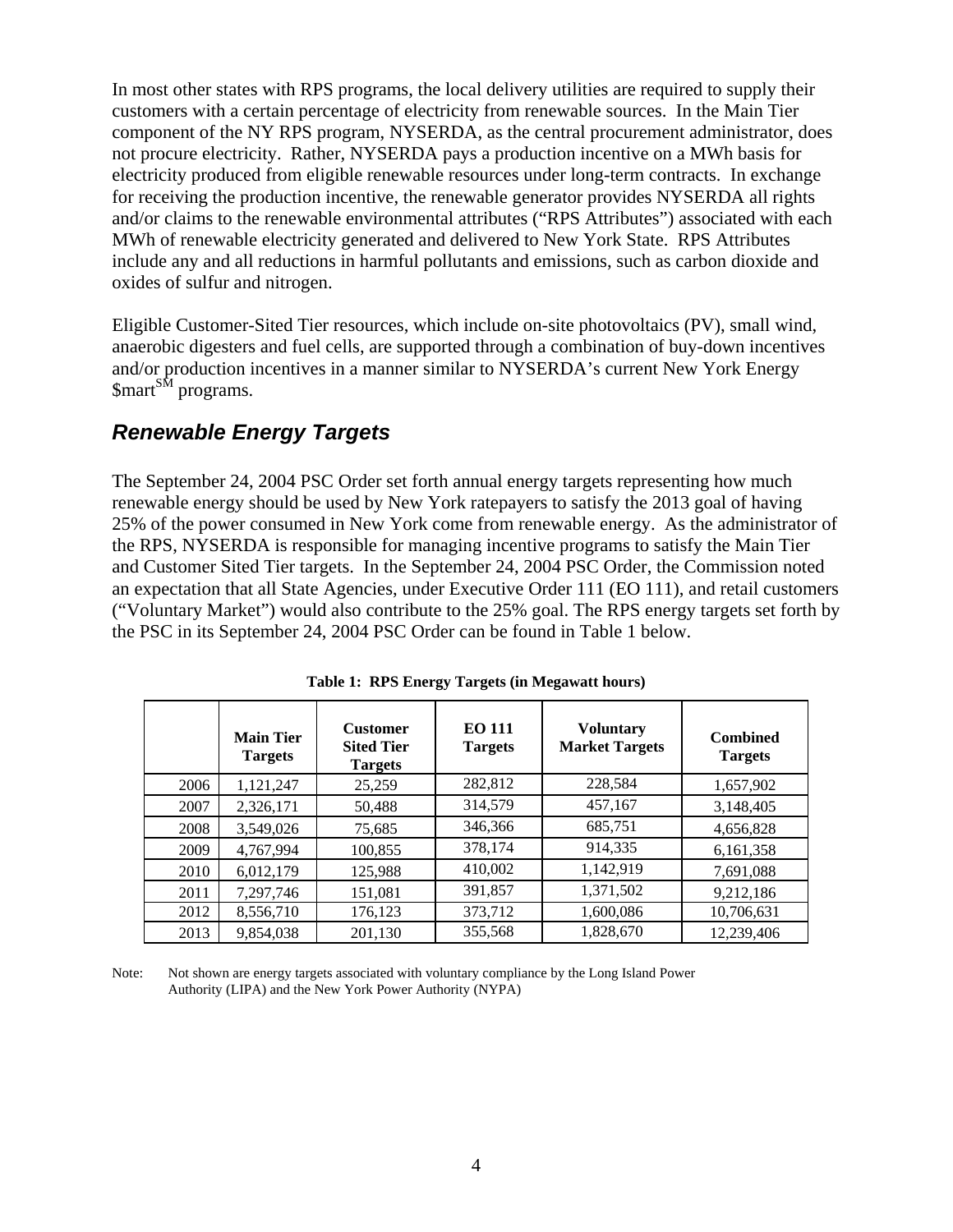In most other states with RPS programs, the local delivery utilities are required to supply their customers with a certain percentage of electricity from renewable sources. In the Main Tier component of the NY RPS program, NYSERDA, as the central procurement administrator, does not procure electricity. Rather, NYSERDA pays a production incentive on a MWh basis for electricity produced from eligible renewable resources under long-term contracts. In exchange for receiving the production incentive, the renewable generator provides NYSERDA all rights and/or claims to the renewable environmental attributes ("RPS Attributes") associated with each MWh of renewable electricity generated and delivered to New York State. RPS Attributes include any and all reductions in harmful pollutants and emissions, such as carbon dioxide and oxides of sulfur and nitrogen.

Eligible Customer-Sited Tier resources, which include on-site photovoltaics (PV), small wind, anaerobic digesters and fuel cells, are supported through a combination of buy-down incentives and/or production incentives in a manner similar to NYSERDA's current New York Energy $mart[SM] programs.

## *Renewable Energy Targets*

The September 24, 2004 PSC Order set forth annual energy targets representing how much renewable energy should be used by New York ratepayers to satisfy the 2013 goal of having 25% of the power consumed in New York come from renewable energy. As the administrator of the RPS, NYSERDA is responsible for managing incentive programs to satisfy the Main Tier and Customer Sited Tier targets. In the September 24, 2004 PSC Order, the Commission noted an expectation that all State Agencies, under Executive Order 111 (EO 111), and retail customers ("Voluntary Market") would also contribute to the 25% goal. The RPS energy targets set forth by the PSC in its September 24, 2004 PSC Order can be found in Table 1 below.

**Table 1: RPS Energy Targets (in Megawatt hours)**

| | Main Tier Targets | Customer Sited Tier Targets | EO 111 Targets | Voluntary Market Targets | Combined Targets |
|---|---|---|---|---|---|
| 2006 | 1,121,247 | 25,259 | 282,812 | 228,584 | 1,657,902 |
| 2007 | 2,326,171 | 50,488 | 314,579 | 457,167 | 3,148,405 |
| 2008 | 3,549,026 | 75,685 | 346,366 | 685,751 | 4,656,828 |
| 2009 | 4,767,994 | 100,855 | 378,174 | 914,335 | 6,161,358 |
| 2010 | 6,012,179 | 125,988 | 410,002 | 1,142,919 | 7,691,088 |
| 2011 | 7,297,746 | 151,081 | 391,857 | 1,371,502 | 9,212,186 |
| 2012 | 8,556,710 | 176,123 | 373,712 | 1,600,086 | 10,706,631 |
| 2013 | 9,854,038 | 201,130 | 355,568 | 1,828,670 | 12,239,406 |

Note: Not shown are energy targets associated with voluntary compliance by the Long Island Power Authority (LIPA) and the New York Power Authority (NYPA)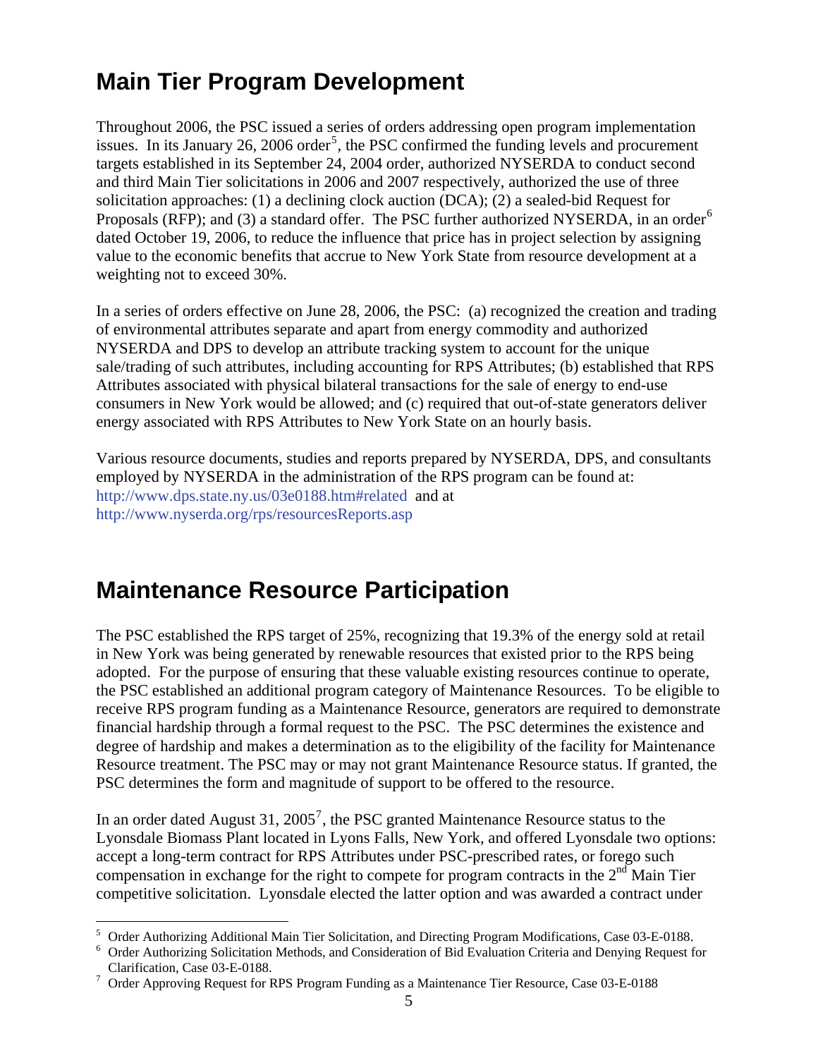## Main Tier Program Development

Throughout 2006, the PSC issued a series of orders addressing open program implementation issues. In its January 26, 2006 order[5], the PSC confirmed the funding levels and procurement targets established in its September 24, 2004 order, authorized NYSERDA to conduct second and third Main Tier solicitations in 2006 and 2007 respectively, authorized the use of three solicitation approaches: (1) a declining clock auction (DCA); (2) a sealed-bid Request for Proposals (RFP); and (3) a standard offer. The PSC further authorized NYSERDA, in an order[6] dated October 19, 2006, to reduce the influence that price has in project selection by assigning value to the economic benefits that accrue to New York State from resource development at a weighting not to exceed 30%.

In a series of orders effective on June 28, 2006, the PSC: (a) recognized the creation and trading of environmental attributes separate and apart from energy commodity and authorized NYSERDA and DPS to develop an attribute tracking system to account for the unique sale/trading of such attributes, including accounting for RPS Attributes; (b) established that RPS Attributes associated with physical bilateral transactions for the sale of energy to end-use consumers in New York would be allowed; and (c) required that out-of-state generators deliver energy associated with RPS Attributes to New York State on an hourly basis.

Various resource documents, studies and reports prepared by NYSERDA, DPS, and consultants employed by NYSERDA in the administration of the RPS program can be found at: http://www.dps.state.ny.us/03e0188.htm#related and at http://www.nyserda.org/rps/resourcesReports.asp

## Maintenance Resource Participation

The PSC established the RPS target of 25%, recognizing that 19.3% of the energy sold at retail in New York was being generated by renewable resources that existed prior to the RPS being adopted. For the purpose of ensuring that these valuable existing resources continue to operate, the PSC established an additional program category of Maintenance Resources. To be eligible to receive RPS program funding as a Maintenance Resource, generators are required to demonstrate financial hardship through a formal request to the PSC. The PSC determines the existence and degree of hardship and makes a determination as to the eligibility of the facility for Maintenance Resource treatment. The PSC may or may not grant Maintenance Resource status. If granted, the PSC determines the form and magnitude of support to be offered to the resource.

In an order dated August 31, 2005[7], the PSC granted Maintenance Resource status to the Lyonsdale Biomass Plant located in Lyons Falls, New York, and offered Lyonsdale two options: accept a long-term contract for RPS Attributes under PSC-prescribed rates, or forego such compensation in exchange for the right to compete for program contracts in the 2nd Main Tier competitive solicitation. Lyonsdale elected the latter option and was awarded a contract under

---

[5] Order Authorizing Additional Main Tier Solicitation, and Directing Program Modifications, Case 03-E-0188.

[6] Order Authorizing Solicitation Methods, and Consideration of Bid Evaluation Criteria and Denying Request for Clarification, Case 03-E-0188.

[7] Order Approving Request for RPS Program Funding as a Maintenance Tier Resource, Case 03-E-0188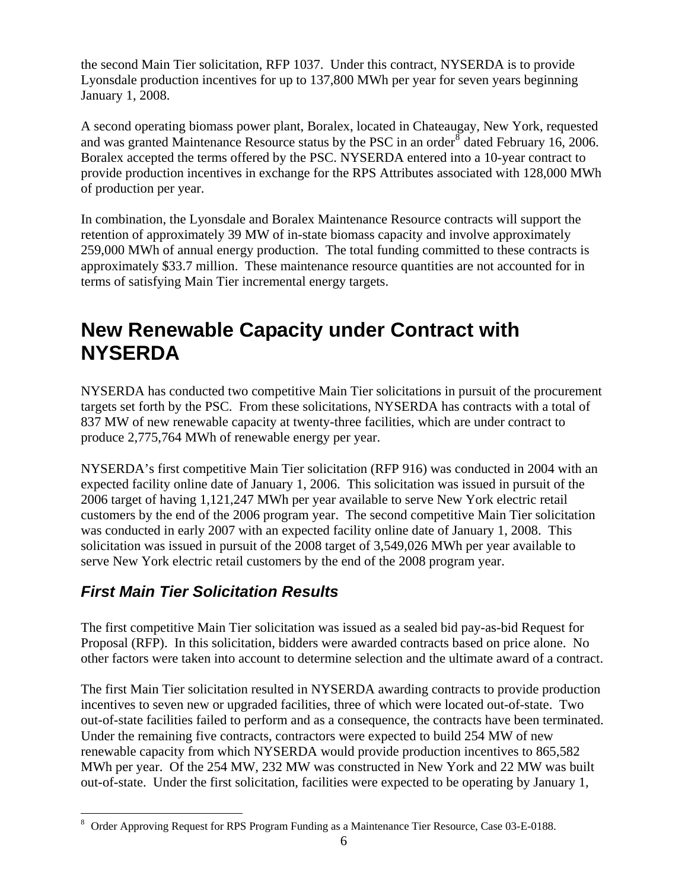the second Main Tier solicitation, RFP 1037. Under this contract, NYSERDA is to provide Lyonsdale production incentives for up to 137,800 MWh per year for seven years beginning January 1, 2008.

A second operating biomass power plant, Boralex, located in Chateaugay, New York, requested and was granted Maintenance Resource status by the PSC in an order[8] dated February 16, 2006. Boralex accepted the terms offered by the PSC. NYSERDA entered into a 10-year contract to provide production incentives in exchange for the RPS Attributes associated with 128,000 MWh of production per year.

In combination, the Lyonsdale and Boralex Maintenance Resource contracts will support the retention of approximately 39 MW of in-state biomass capacity and involve approximately 259,000 MWh of annual energy production. The total funding committed to these contracts is approximately $33.7 million. These maintenance resource quantities are not accounted for in terms of satisfying Main Tier incremental energy targets.

# New Renewable Capacity under Contract with NYSERDA

NYSERDA has conducted two competitive Main Tier solicitations in pursuit of the procurement targets set forth by the PSC. From these solicitations, NYSERDA has contracts with a total of 837 MW of new renewable capacity at twenty-three facilities, which are under contract to produce 2,775,764 MWh of renewable energy per year.

NYSERDA's first competitive Main Tier solicitation (RFP 916) was conducted in 2004 with an expected facility online date of January 1, 2006. This solicitation was issued in pursuit of the 2006 target of having 1,121,247 MWh per year available to serve New York electric retail customers by the end of the 2006 program year. The second competitive Main Tier solicitation was conducted in early 2007 with an expected facility online date of January 1, 2008. This solicitation was issued in pursuit of the 2008 target of 3,549,026 MWh per year available to serve New York electric retail customers by the end of the 2008 program year.

## *First Main Tier Solicitation Results*

The first competitive Main Tier solicitation was issued as a sealed bid pay-as-bid Request for Proposal (RFP). In this solicitation, bidders were awarded contracts based on price alone. No other factors were taken into account to determine selection and the ultimate award of a contract.

The first Main Tier solicitation resulted in NYSERDA awarding contracts to provide production incentives to seven new or upgraded facilities, three of which were located out-of-state. Two out-of-state facilities failed to perform and as a consequence, the contracts have been terminated. Under the remaining five contracts, contractors were expected to build 254 MW of new renewable capacity from which NYSERDA would provide production incentives to 865,582 MWh per year. Of the 254 MW, 232 MW was constructed in New York and 22 MW was built out-of-state. Under the first solicitation, facilities were expected to be operating by January 1,

[8] Order Approving Request for RPS Program Funding as a Maintenance Tier Resource, Case 03-E-0188.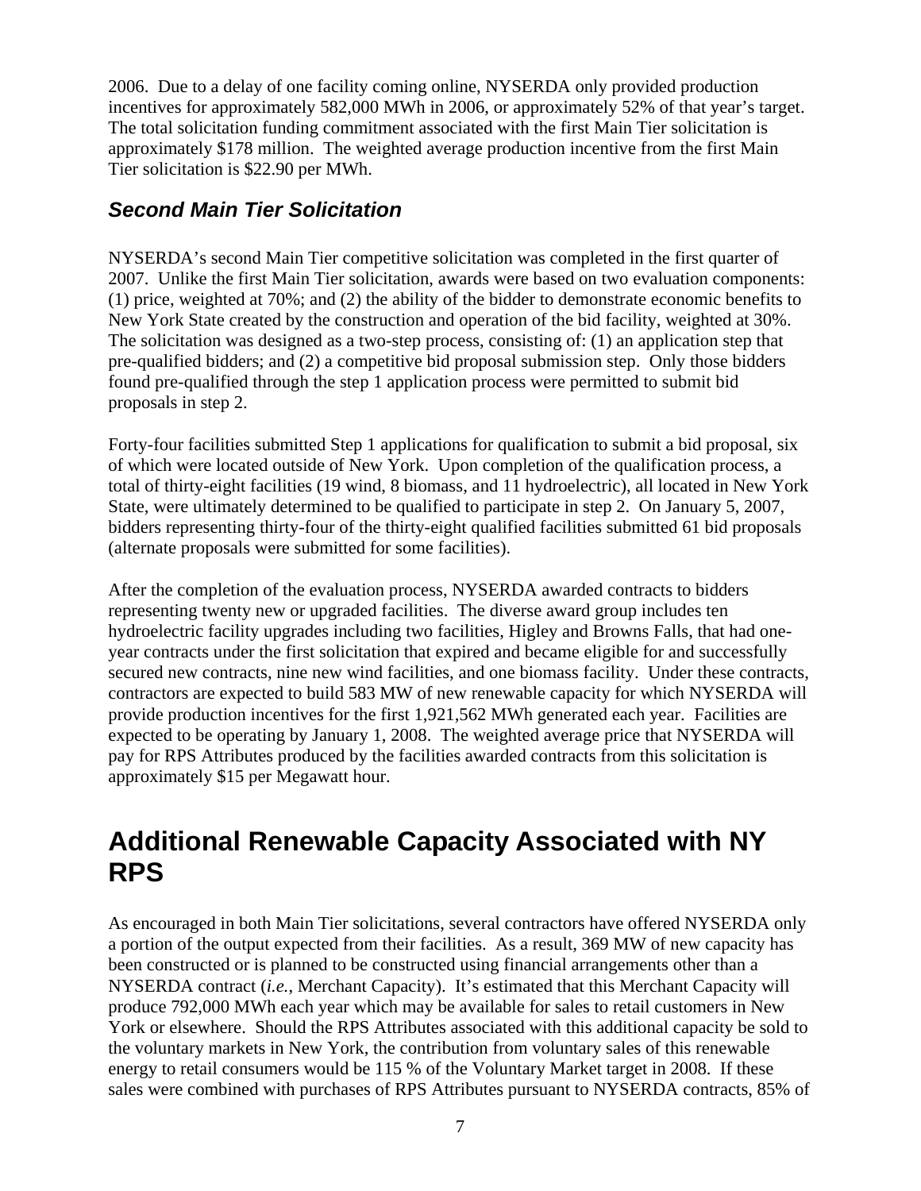2006. Due to a delay of one facility coming online, NYSERDA only provided production incentives for approximately 582,000 MWh in 2006, or approximately 52% of that year's target. The total solicitation funding commitment associated with the first Main Tier solicitation is approximately $178 million. The weighted average production incentive from the first Main Tier solicitation is $22.90 per MWh.

### *Second Main Tier Solicitation*

NYSERDA's second Main Tier competitive solicitation was completed in the first quarter of 2007. Unlike the first Main Tier solicitation, awards were based on two evaluation components: (1) price, weighted at 70%; and (2) the ability of the bidder to demonstrate economic benefits to New York State created by the construction and operation of the bid facility, weighted at 30%. The solicitation was designed as a two-step process, consisting of: (1) an application step that pre-qualified bidders; and (2) a competitive bid proposal submission step. Only those bidders found pre-qualified through the step 1 application process were permitted to submit bid proposals in step 2.

Forty-four facilities submitted Step 1 applications for qualification to submit a bid proposal, six of which were located outside of New York. Upon completion of the qualification process, a total of thirty-eight facilities (19 wind, 8 biomass, and 11 hydroelectric), all located in New York State, were ultimately determined to be qualified to participate in step 2. On January 5, 2007, bidders representing thirty-four of the thirty-eight qualified facilities submitted 61 bid proposals (alternate proposals were submitted for some facilities).

After the completion of the evaluation process, NYSERDA awarded contracts to bidders representing twenty new or upgraded facilities. The diverse award group includes ten hydroelectric facility upgrades including two facilities, Higley and Browns Falls, that had one-year contracts under the first solicitation that expired and became eligible for and successfully secured new contracts, nine new wind facilities, and one biomass facility. Under these contracts, contractors are expected to build 583 MW of new renewable capacity for which NYSERDA will provide production incentives for the first 1,921,562 MWh generated each year. Facilities are expected to be operating by January 1, 2008. The weighted average price that NYSERDA will pay for RPS Attributes produced by the facilities awarded contracts from this solicitation is approximately $15 per Megawatt hour.

## Additional Renewable Capacity Associated with NY RPS

As encouraged in both Main Tier solicitations, several contractors have offered NYSERDA only a portion of the output expected from their facilities. As a result, 369 MW of new capacity has been constructed or is planned to be constructed using financial arrangements other than a NYSERDA contract (*i.e.*, Merchant Capacity). It's estimated that this Merchant Capacity will produce 792,000 MWh each year which may be available for sales to retail customers in New York or elsewhere. Should the RPS Attributes associated with this additional capacity be sold to the voluntary markets in New York, the contribution from voluntary sales of this renewable energy to retail consumers would be 115 % of the Voluntary Market target in 2008. If these sales were combined with purchases of RPS Attributes pursuant to NYSERDA contracts, 85% of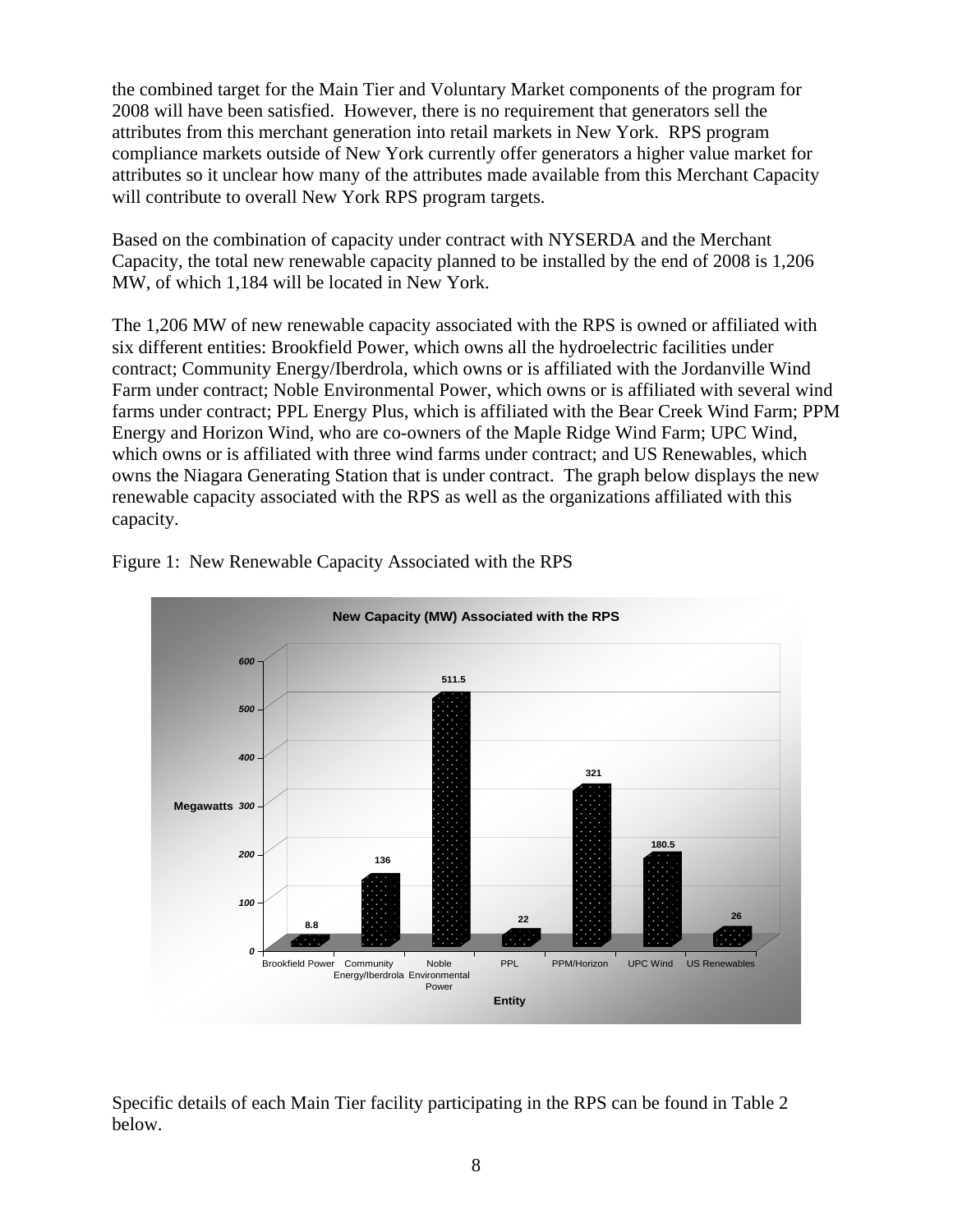the combined target for the Main Tier and Voluntary Market components of the program for 2008 will have been satisfied. However, there is no requirement that generators sell the attributes from this merchant generation into retail markets in New York. RPS program compliance markets outside of New York currently offer generators a higher value market for attributes so it unclear how many of the attributes made available from this Merchant Capacity will contribute to overall New York RPS program targets.

Based on the combination of capacity under contract with NYSERDA and the Merchant Capacity, the total new renewable capacity planned to be installed by the end of 2008 is 1,206 MW, of which 1,184 will be located in New York.

The 1,206 MW of new renewable capacity associated with the RPS is owned or affiliated with six different entities: Brookfield Power, which owns all the hydroelectric facilities under contract; Community Energy/Iberdrola, which owns or is affiliated with the Jordanville Wind Farm under contract; Noble Environmental Power, which owns or is affiliated with several wind farms under contract; PPL Energy Plus, which is affiliated with the Bear Creek Wind Farm; PPM Energy and Horizon Wind, who are co-owners of the Maple Ridge Wind Farm; UPC Wind, which owns or is affiliated with three wind farms under contract; and US Renewables, which owns the Niagara Generating Station that is under contract. The graph below displays the new renewable capacity associated with the RPS as well as the organizations affiliated with this capacity.

Figure 1: New Renewable Capacity Associated with the RPS

**New Capacity (MW) Associated with the RPS**

| Entity | Megawatts |
|---|---|
| Brookfield Power | 8.8 |
| Community Energy/Iberdrola | 136 |
| Noble Environmental Power | 511.5 |
| PPL | 22 |
| PPM/Horizon | 321 |
| UPC Wind | 180.5 |
| US Renewables | 26 |

Specific details of each Main Tier facility participating in the RPS can be found in Table 2 below.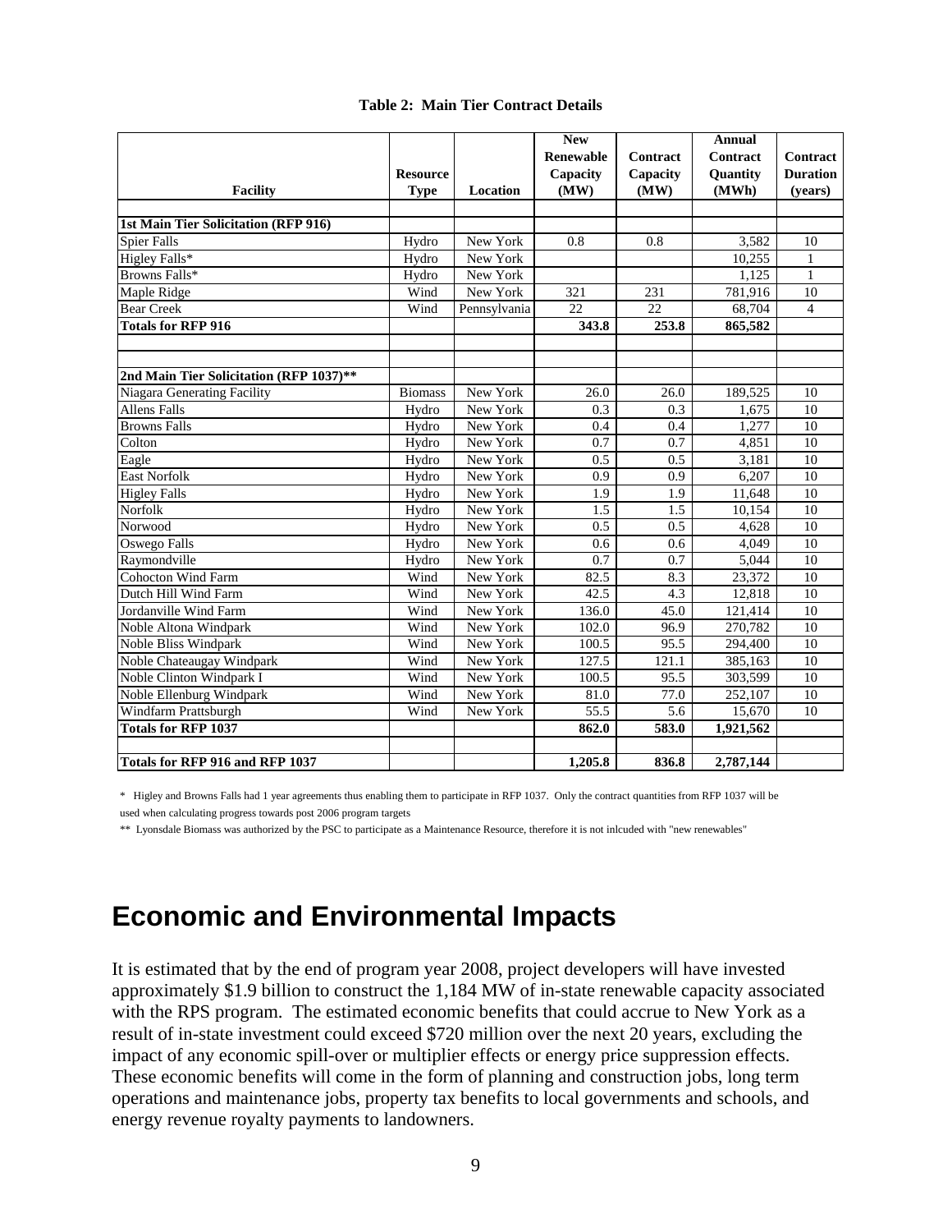**Table 2: Main Tier Contract Details**

| Facility | Resource Type | Location | New Renewable Capacity (MW) | Contract Capacity (MW) | Annual Contract Quantity (MWh) | Contract Duration (years) |
|---|---|---|---|---|---|---|
| | | | | | | |
| **1st Main Tier Solicitation (RFP 916)** | | | | | | |
| Spier Falls | Hydro | New York | 0.8 | 0.8 | 3,582 | 10 |
| Higley Falls* | Hydro | New York | | | 10,255 | 1 |
| Browns Falls* | Hydro | New York | | | 1,125 | 1 |
| Maple Ridge | Wind | New York | 321 | 231 | 781,916 | 10 |
| Bear Creek | Wind | Pennsylvania | 22 | 22 | 68,704 | 4 |
| **Totals for RFP 916** | | | **343.8** | **253.8** | **865,582** | |
| | | | | | | |
| | | | | | | |
| **2nd Main Tier Solicitation (RFP 1037)**** | | | | | | |
| Niagara Generating Facility | Biomass | New York | 26.0 | 26.0 | 189,525 | 10 |
| Allens Falls | Hydro | New York | 0.3 | 0.3 | 1,675 | 10 |
| Browns Falls | Hydro | New York | 0.4 | 0.4 | 1,277 | 10 |
| Colton | Hydro | New York | 0.7 | 0.7 | 4,851 | 10 |
| Eagle | Hydro | New York | 0.5 | 0.5 | 3,181 | 10 |
| East Norfolk | Hydro | New York | 0.9 | 0.9 | 6,207 | 10 |
| Higley Falls | Hydro | New York | 1.9 | 1.9 | 11,648 | 10 |
| Norfolk | Hydro | New York | 1.5 | 1.5 | 10,154 | 10 |
| Norwood | Hydro | New York | 0.5 | 0.5 | 4,628 | 10 |
| Oswego Falls | Hydro | New York | 0.6 | 0.6 | 4,049 | 10 |
| Raymondville | Hydro | New York | 0.7 | 0.7 | 5,044 | 10 |
| Cohocton Wind Farm | Wind | New York | 82.5 | 8.3 | 23,372 | 10 |
| Dutch Hill Wind Farm | Wind | New York | 42.5 | 4.3 | 12,818 | 10 |
| Jordanville Wind Farm | Wind | New York | 136.0 | 45.0 | 121,414 | 10 |
| Noble Altona Windpark | Wind | New York | 102.0 | 96.9 | 270,782 | 10 |
| Noble Bliss Windpark | Wind | New York | 100.5 | 95.5 | 294,400 | 10 |
| Noble Chateaugay Windpark | Wind | New York | 127.5 | 121.1 | 385,163 | 10 |
| Noble Clinton Windpark I | Wind | New York | 100.5 | 95.5 | 303,599 | 10 |
| Noble Ellenburg Windpark | Wind | New York | 81.0 | 77.0 | 252,107 | 10 |
| Windfarm Prattsburgh | Wind | New York | 55.5 | 5.6 | 15,670 | 10 |
| **Totals for RFP 1037** | | | **862.0** | **583.0** | **1,921,562** | |
| | | | | | | |
| **Totals for RFP 916 and RFP 1037** | | | **1,205.8** | **836.8** | **2,787,144** | |

\* Higley and Browns Falls had 1 year agreements thus enabling them to participate in RFP 1037. Only the contract quantities from RFP 1037 will be used when calculating progress towards post 2006 program targets

\** Lyonsdale Biomass was authorized by the PSC to participate as a Maintenance Resource, therefore it is not inlcuded with "new renewables"

# Economic and Environmental Impacts

It is estimated that by the end of program year 2008, project developers will have invested approximately $1.9 billion to construct the 1,184 MW of in-state renewable capacity associated with the RPS program. The estimated economic benefits that could accrue to New York as a result of in-state investment could exceed $720 million over the next 20 years, excluding the impact of any economic spill-over or multiplier effects or energy price suppression effects. These economic benefits will come in the form of planning and construction jobs, long term operations and maintenance jobs, property tax benefits to local governments and schools, and energy revenue royalty payments to landowners.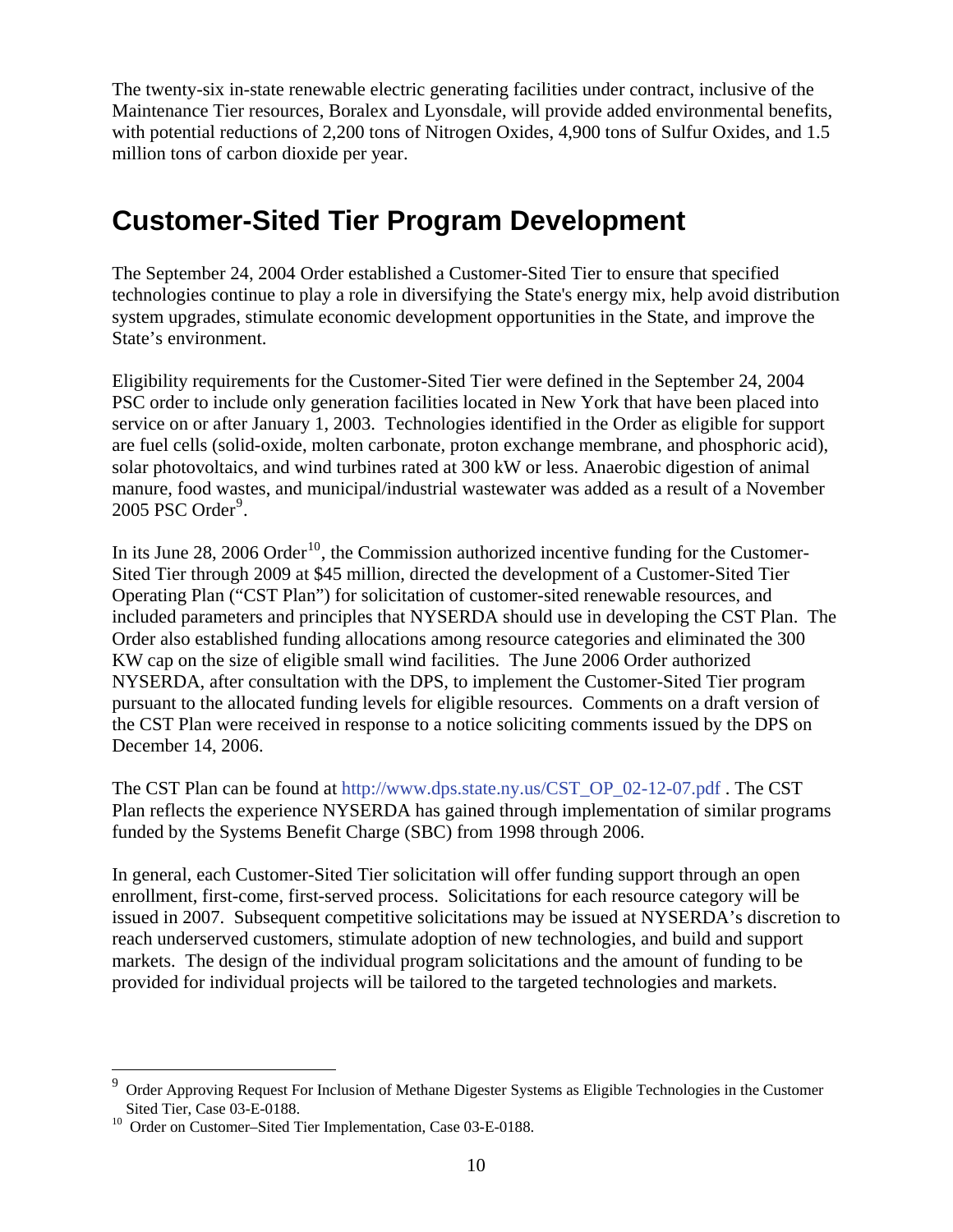The twenty-six in-state renewable electric generating facilities under contract, inclusive of the Maintenance Tier resources, Boralex and Lyonsdale, will provide added environmental benefits, with potential reductions of 2,200 tons of Nitrogen Oxides, 4,900 tons of Sulfur Oxides, and 1.5 million tons of carbon dioxide per year.

## Customer-Sited Tier Program Development

The September 24, 2004 Order established a Customer-Sited Tier to ensure that specified technologies continue to play a role in diversifying the State's energy mix, help avoid distribution system upgrades, stimulate economic development opportunities in the State, and improve the State's environment.

Eligibility requirements for the Customer-Sited Tier were defined in the September 24, 2004 PSC order to include only generation facilities located in New York that have been placed into service on or after January 1, 2003. Technologies identified in the Order as eligible for support are fuel cells (solid-oxide, molten carbonate, proton exchange membrane, and phosphoric acid), solar photovoltaics, and wind turbines rated at 300 kW or less. Anaerobic digestion of animal manure, food wastes, and municipal/industrial wastewater was added as a result of a November 2005 PSC Order[9].

In its June 28, 2006 Order[10], the Commission authorized incentive funding for the Customer-Sited Tier through 2009 at $45 million, directed the development of a Customer-Sited Tier Operating Plan ("CST Plan") for solicitation of customer-sited renewable resources, and included parameters and principles that NYSERDA should use in developing the CST Plan. The Order also established funding allocations among resource categories and eliminated the 300 KW cap on the size of eligible small wind facilities. The June 2006 Order authorized NYSERDA, after consultation with the DPS, to implement the Customer-Sited Tier program pursuant to the allocated funding levels for eligible resources. Comments on a draft version of the CST Plan were received in response to a notice soliciting comments issued by the DPS on December 14, 2006.

The CST Plan can be found at http://www.dps.state.ny.us/CST_OP_02-12-07.pdf . The CST Plan reflects the experience NYSERDA has gained through implementation of similar programs funded by the Systems Benefit Charge (SBC) from 1998 through 2006.

In general, each Customer-Sited Tier solicitation will offer funding support through an open enrollment, first-come, first-served process. Solicitations for each resource category will be issued in 2007. Subsequent competitive solicitations may be issued at NYSERDA's discretion to reach underserved customers, stimulate adoption of new technologies, and build and support markets. The design of the individual program solicitations and the amount of funding to be provided for individual projects will be tailored to the targeted technologies and markets.

---

[9] Order Approving Request For Inclusion of Methane Digester Systems as Eligible Technologies in the Customer Sited Tier, Case 03-E-0188.

[10] Order on Customer–Sited Tier Implementation, Case 03-E-0188.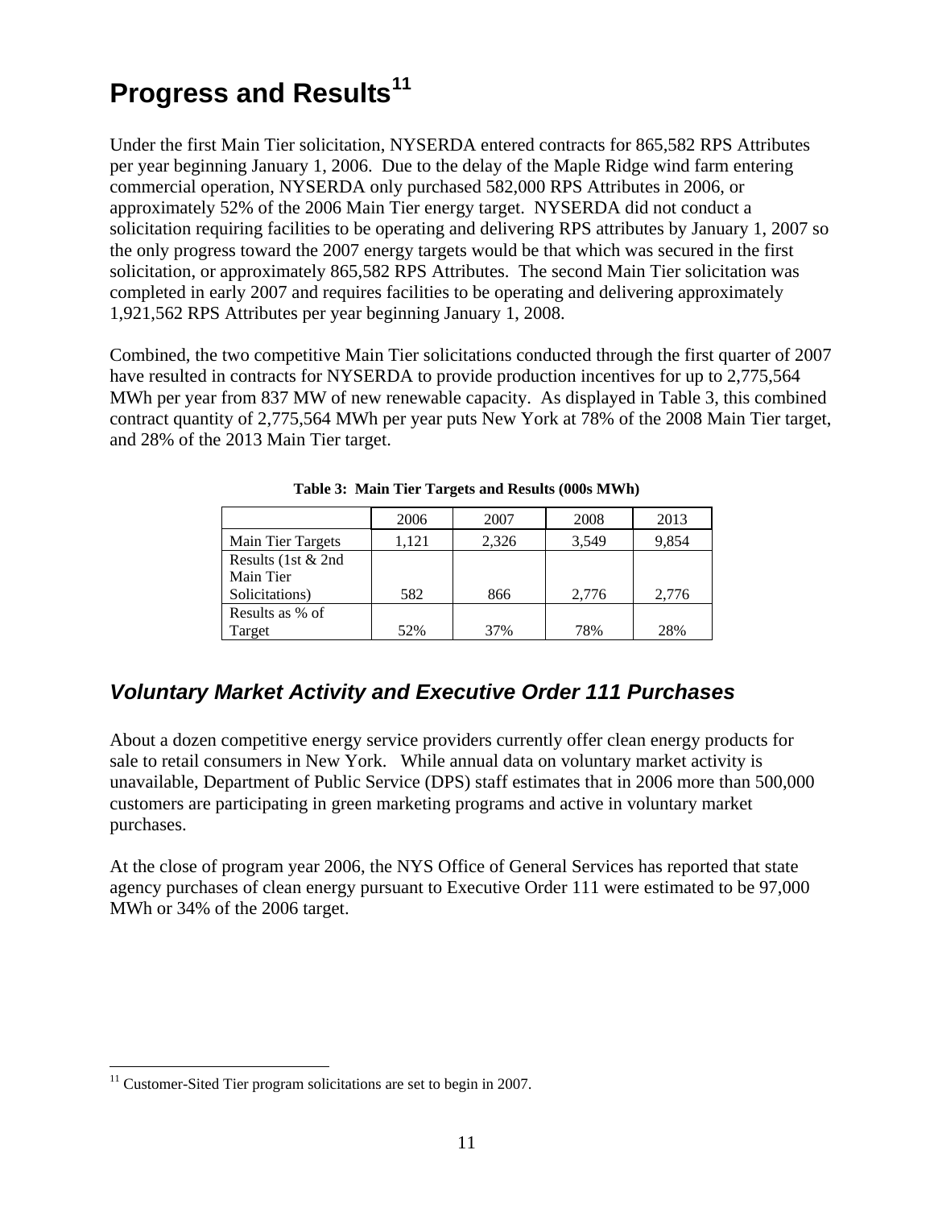# Progress and Results[11]

Under the first Main Tier solicitation, NYSERDA entered contracts for 865,582 RPS Attributes per year beginning January 1, 2006. Due to the delay of the Maple Ridge wind farm entering commercial operation, NYSERDA only purchased 582,000 RPS Attributes in 2006, or approximately 52% of the 2006 Main Tier energy target. NYSERDA did not conduct a solicitation requiring facilities to be operating and delivering RPS attributes by January 1, 2007 so the only progress toward the 2007 energy targets would be that which was secured in the first solicitation, or approximately 865,582 RPS Attributes. The second Main Tier solicitation was completed in early 2007 and requires facilities to be operating and delivering approximately 1,921,562 RPS Attributes per year beginning January 1, 2008.

Combined, the two competitive Main Tier solicitations conducted through the first quarter of 2007 have resulted in contracts for NYSERDA to provide production incentives for up to 2,775,564 MWh per year from 837 MW of new renewable capacity. As displayed in Table 3, this combined contract quantity of 2,775,564 MWh per year puts New York at 78% of the 2008 Main Tier target, and 28% of the 2013 Main Tier target.

**Table 3: Main Tier Targets and Results (000s MWh)**

| | 2006 | 2007 | 2008 | 2013 |
|---|---|---|---|---|
| Main Tier Targets | 1,121 | 2,326 | 3,549 | 9,854 |
| Results (1st & 2nd Main Tier Solicitations) | 582 | 866 | 2,776 | 2,776 |
| Results as % of Target | 52% | 37% | 78% | 28% |

## *Voluntary Market Activity and Executive Order 111 Purchases*

About a dozen competitive energy service providers currently offer clean energy products for sale to retail consumers in New York. While annual data on voluntary market activity is unavailable, Department of Public Service (DPS) staff estimates that in 2006 more than 500,000 customers are participating in green marketing programs and active in voluntary market purchases.

At the close of program year 2006, the NYS Office of General Services has reported that state agency purchases of clean energy pursuant to Executive Order 111 were estimated to be 97,000 MWh or 34% of the 2006 target.

[11] Customer-Sited Tier program solicitations are set to begin in 2007.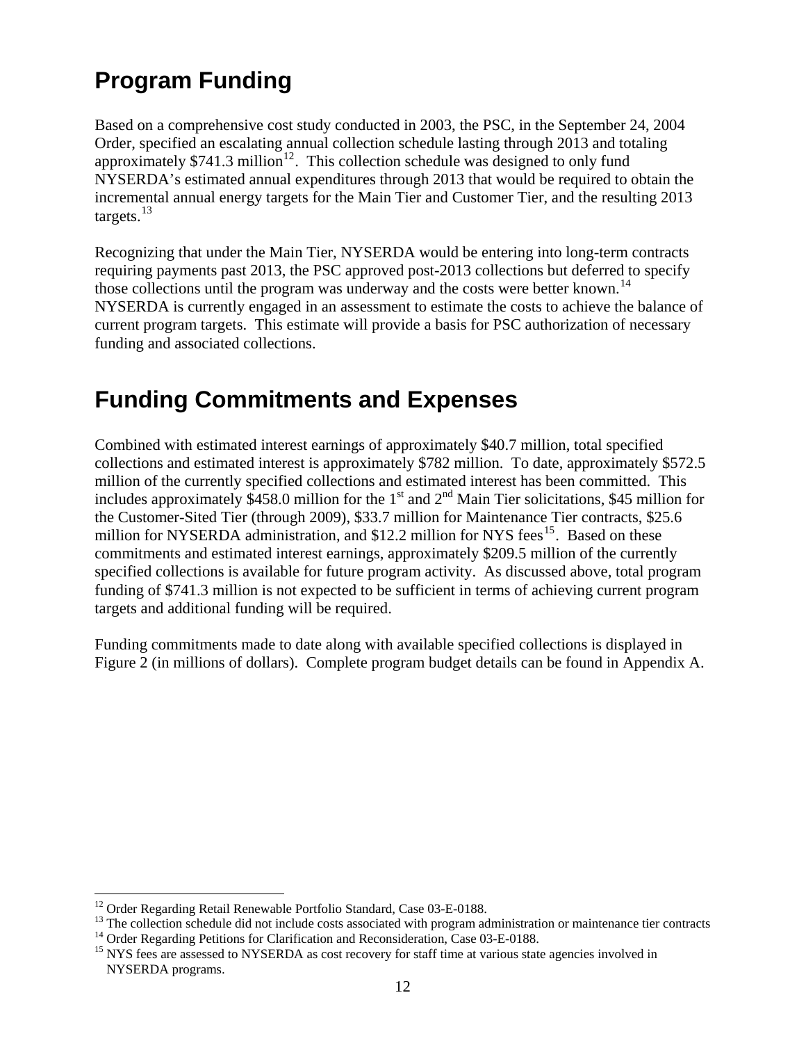## Program Funding

Based on a comprehensive cost study conducted in 2003, the PSC, in the September 24, 2004 Order, specified an escalating annual collection schedule lasting through 2013 and totaling approximately $741.3 million[12]. This collection schedule was designed to only fund NYSERDA's estimated annual expenditures through 2013 that would be required to obtain the incremental annual energy targets for the Main Tier and Customer Tier, and the resulting 2013 targets.[13]

Recognizing that under the Main Tier, NYSERDA would be entering into long-term contracts requiring payments past 2013, the PSC approved post-2013 collections but deferred to specify those collections until the program was underway and the costs were better known.[14] NYSERDA is currently engaged in an assessment to estimate the costs to achieve the balance of current program targets. This estimate will provide a basis for PSC authorization of necessary funding and associated collections.

## Funding Commitments and Expenses

Combined with estimated interest earnings of approximately $40.7 million, total specified collections and estimated interest is approximately $782 million. To date, approximately $572.5 million of the currently specified collections and estimated interest has been committed. This includes approximately $458.0 million for the 1st and 2nd Main Tier solicitations, $45 million for the Customer-Sited Tier (through 2009), $33.7 million for Maintenance Tier contracts, $25.6 million for NYSERDA administration, and $12.2 million for NYS fees[15]. Based on these commitments and estimated interest earnings, approximately $209.5 million of the currently specified collections is available for future program activity. As discussed above, total program funding of $741.3 million is not expected to be sufficient in terms of achieving current program targets and additional funding will be required.

Funding commitments made to date along with available specified collections is displayed in Figure 2 (in millions of dollars). Complete program budget details can be found in Appendix A.

[12] Order Regarding Retail Renewable Portfolio Standard, Case 03-E-0188.
[13] The collection schedule did not include costs associated with program administration or maintenance tier contracts
[14] Order Regarding Petitions for Clarification and Reconsideration, Case 03-E-0188.
[15] NYS fees are assessed to NYSERDA as cost recovery for staff time at various state agencies involved in NYSERDA programs.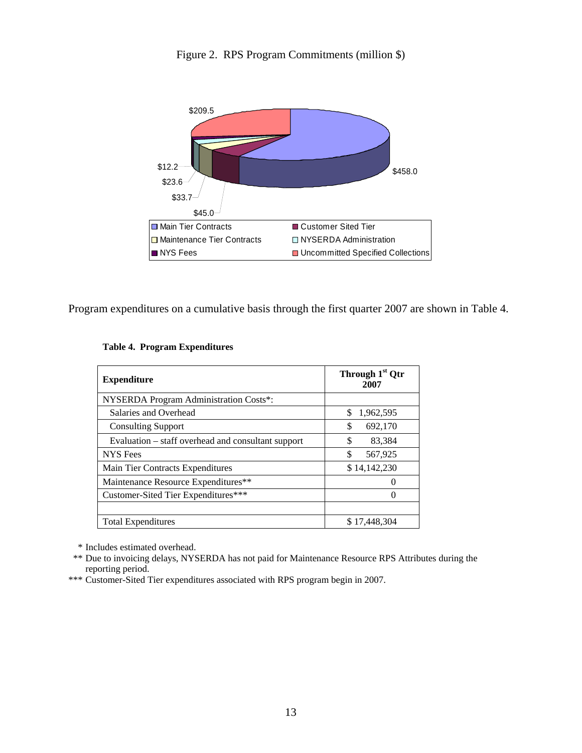Figure 2. RPS Program Commitments (million $)

Program expenditures on a cumulative basis through the first quarter 2007 are shown in Table 4.

**Table 4. Program Expenditures**

| Expenditure | Through 1st Qtr 2007 |
|---|---|
| NYSERDA Program Administration Costs*: | |
| Salaries and Overhead | $ 1,962,595 |
| Consulting Support | $ 692,170 |
| Evaluation – staff overhead and consultant support | $ 83,384 |
| NYS Fees | $ 567,925 |
| Main Tier Contracts Expenditures | $ 14,142,230 |
| Maintenance Resource Expenditures** | 0 |
| Customer-Sited Tier Expenditures*** | 0 |
| | |
| Total Expenditures | $ 17,448,304 |

\* Includes estimated overhead.

** Due to invoicing delays, NYSERDA has not paid for Maintenance Resource RPS Attributes during the reporting period.

*** Customer-Sited Tier expenditures associated with RPS program begin in 2007.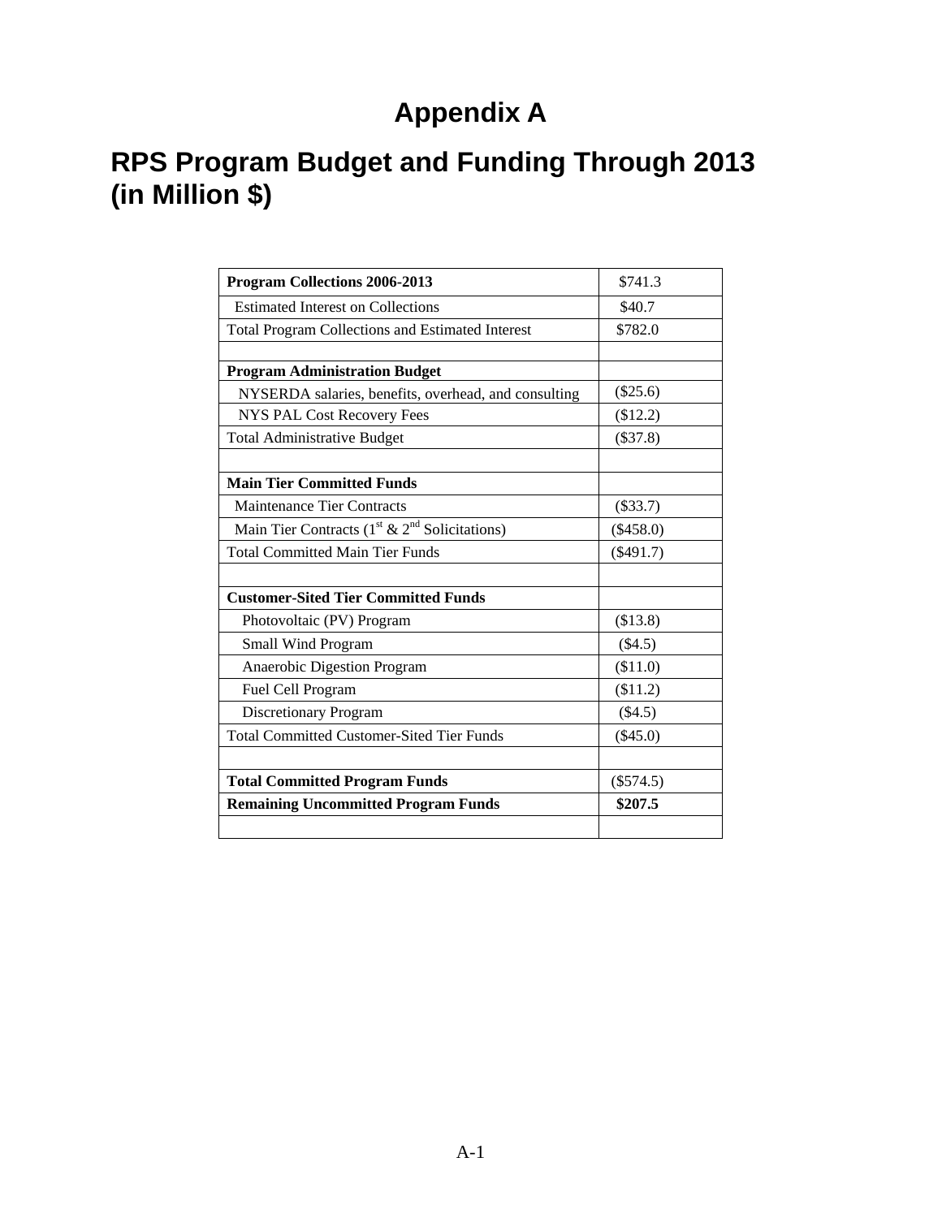# Appendix A

## RPS Program Budget and Funding Through 2013 (in Million $)

| | |
|---|---|
| **Program Collections 2006-2013** | $741.3 |
| Estimated Interest on Collections | $40.7 |
| Total Program Collections and Estimated Interest | $782.0 |
| | |
| **Program Administration Budget** | |
| NYSERDA salaries, benefits, overhead, and consulting | ($25.6) |
| NYS PAL Cost Recovery Fees | ($12.2) |
| Total Administrative Budget | ($37.8) |
| | |
| **Main Tier Committed Funds** | |
| Maintenance Tier Contracts | ($33.7) |
| Main Tier Contracts (1st & 2nd Solicitations) | ($458.0) |
| Total Committed Main Tier Funds | ($491.7) |
| | |
| **Customer-Sited Tier Committed Funds** | |
| Photovoltaic (PV) Program | ($13.8) |
| Small Wind Program | ($4.5) |
| Anaerobic Digestion Program | ($11.0) |
| Fuel Cell Program | ($11.2) |
| Discretionary Program | ($4.5) |
| Total Committed Customer-Sited Tier Funds | ($45.0) |
| | |
| **Total Committed Program Funds** | ($574.5) |
| **Remaining Uncommitted Program Funds** | **$207.5** |
| | |